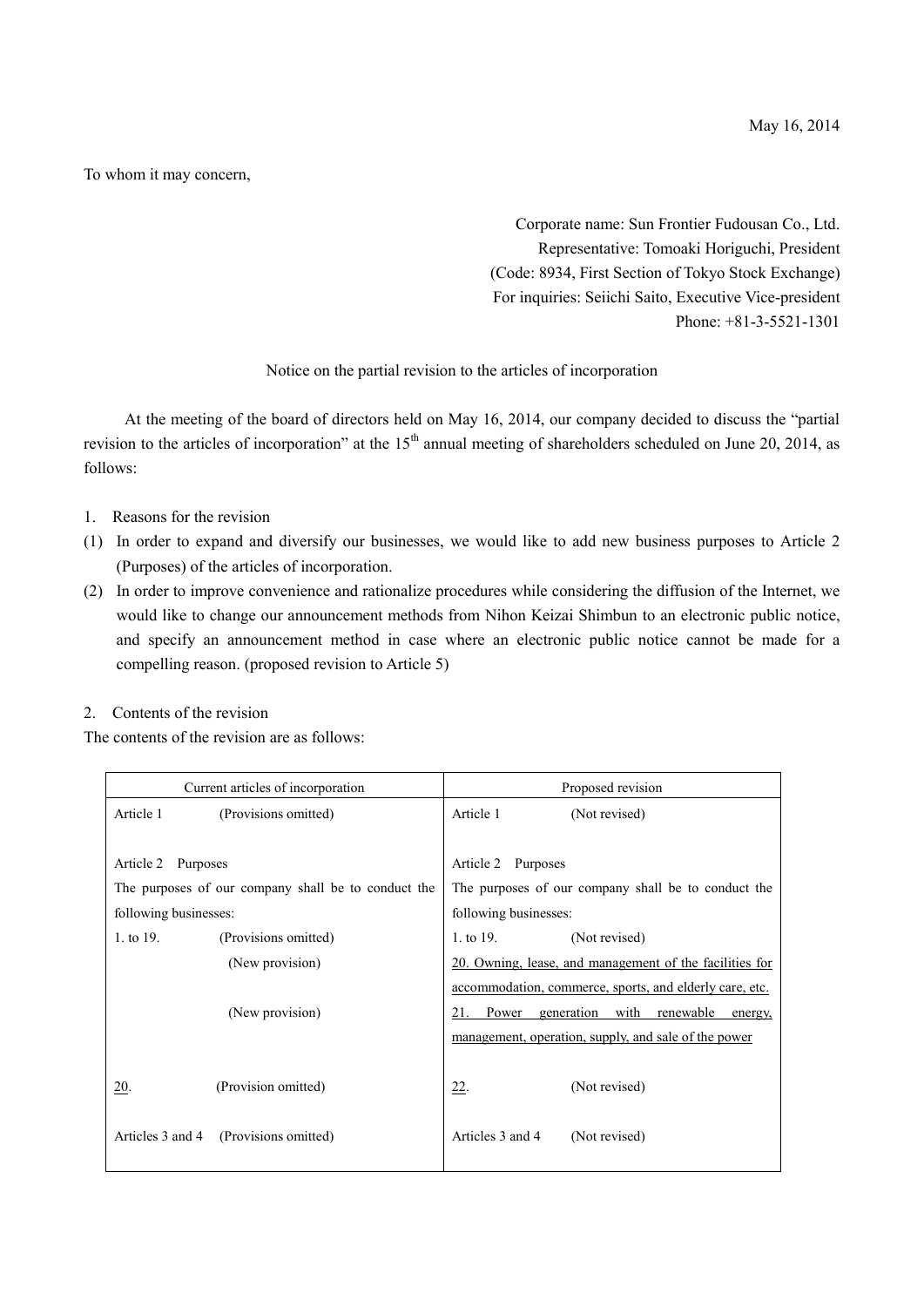May 16, 2014

To whom it may concern,

Corporate name: Sun Frontier Fudousan Co., Ltd.
Representative: Tomoaki Horiguchi, President
(Code: 8934, First Section of Tokyo Stock Exchange)
For inquiries: Seiichi Saito, Executive Vice-president
Phone: +81-3-5521-1301

Notice on the partial revision to the articles of incorporation

At the meeting of the board of directors held on May 16, 2014, our company decided to discuss the "partial revision to the articles of incorporation" at the 15th annual meeting of shareholders scheduled on June 20, 2014, as follows:

1. Reasons for the revision

(1) In order to expand and diversify our businesses, we would like to add new business purposes to Article 2 (Purposes) of the articles of incorporation.

(2) In order to improve convenience and rationalize procedures while considering the diffusion of the Internet, we would like to change our announcement methods from Nihon Keizai Shimbun to an electronic public notice, and specify an announcement method in case where an electronic public notice cannot be made for a compelling reason. (proposed revision to Article 5)

2. Contents of the revision

The contents of the revision are as follows:

| Current articles of incorporation | Proposed revision |
|---|---|
| Article 1 (Provisions omitted) | Article 1 (Not revised) |
| Article 2 Purposes<br>The purposes of our company shall be to conduct the following businesses:<br>1. to 19. (Provisions omitted)<br>(New provision)<br><br>(New provision)<br><br><u>20</u>. (Provision omitted) | Article 2 Purposes<br>The purposes of our company shall be to conduct the following businesses:<br>1. to 19. (Not revised)<br><u>20. Owning, lease, and management of the facilities for accommodation, commerce, sports, and elderly care, etc.</u><br><u>21. Power generation with renewable energy, management, operation, supply, and sale of the power</u><br><u>22</u>. (Not revised) |
| Articles 3 and 4 (Provisions omitted) | Articles 3 and 4 (Not revised) |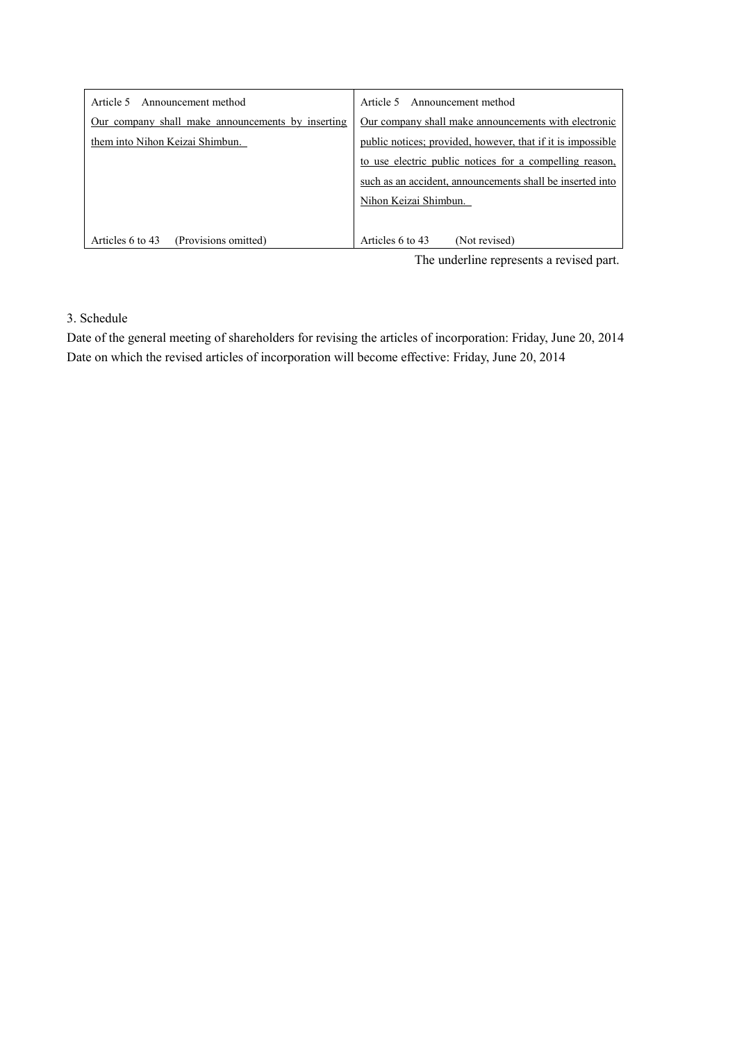| | |
|---|---|
| Article 5 Announcement method<br><u>Our company shall make announcements by inserting them into Nihon Keizai Shimbun.</u> | Article 5 Announcement method<br><u>Our company shall make announcements with electronic public notices; provided, however, that if it is impossible to use electric public notices for a compelling reason, such as an accident, announcements shall be inserted into Nihon Keizai Shimbun.</u> |
| Articles 6 to 43 (Provisions omitted) | Articles 6 to 43 (Not revised) |

The underline represents a revised part.

3. Schedule

Date of the general meeting of shareholders for revising the articles of incorporation: Friday, June 20, 2014

Date on which the revised articles of incorporation will become effective: Friday, June 20, 2014